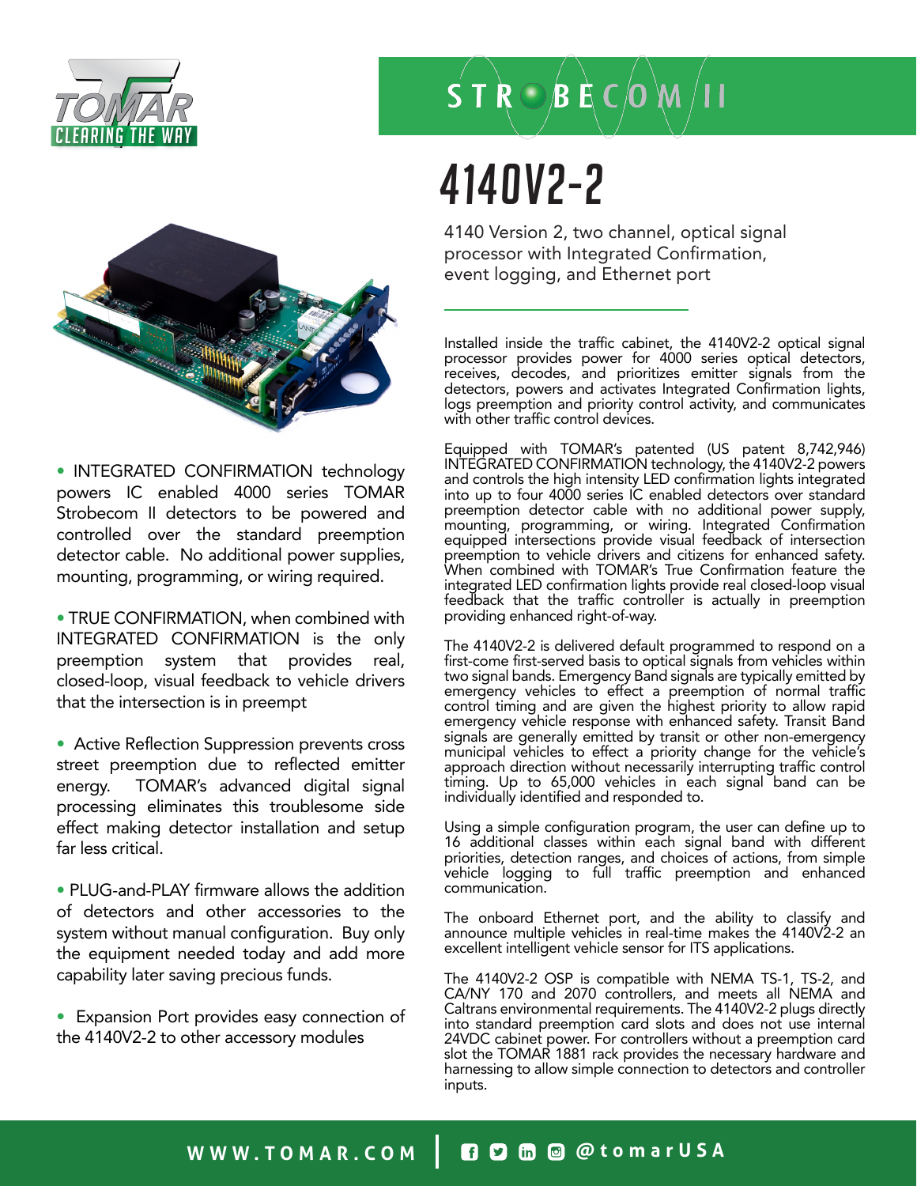TOMAR CLEARING THE WAY

STROBECOM II

# 4140V2-2

4140 Version 2, two channel, optical signal processor with Integrated Confirmation, event logging, and Ethernet port

- INTEGRATED CONFIRMATION technology powers IC enabled 4000 series TOMAR Strobecom II detectors to be powered and controlled over the standard preemption detector cable. No additional power supplies, mounting, programming, or wiring required.

- TRUE CONFIRMATION, when combined with INTEGRATED CONFIRMATION is the only preemption system that provides real, closed-loop, visual feedback to vehicle drivers that the intersection is in preempt

- Active Reflection Suppression prevents cross street preemption due to reflected emitter energy. TOMAR's advanced digital signal processing eliminates this troublesome side effect making detector installation and setup far less critical.

- PLUG-and-PLAY firmware allows the addition of detectors and other accessories to the system without manual configuration. Buy only the equipment needed today and add more capability later saving precious funds.

- Expansion Port provides easy connection of the 4140V2-2 to other accessory modules

Installed inside the traffic cabinet, the 4140V2-2 optical signal processor provides power for 4000 series optical detectors, receives, decodes, and prioritizes emitter signals from the detectors, powers and activates Integrated Confirmation lights, logs preemption and priority control activity, and communicates with other traffic control devices.

Equipped with TOMAR's patented (US patent 8,742,946) INTEGRATED CONFIRMATION technology, the 4140V2-2 powers and controls the high intensity LED confirmation lights integrated into up to four 4000 series IC enabled detectors over standard preemption detector cable with no additional power supply, mounting, programming, or wiring. Integrated Confirmation equipped intersections provide visual feedback of intersection preemption to vehicle drivers and citizens for enhanced safety. When combined with TOMAR's True Confirmation feature the integrated LED confirmation lights provide real closed-loop visual feedback that the traffic controller is actually in preemption providing enhanced right-of-way.

The 4140V2-2 is delivered default programmed to respond on a first-come first-served basis to optical signals from vehicles within two signal bands. Emergency Band signals are typically emitted by emergency vehicles to effect a preemption of normal traffic control timing and are given the highest priority to allow rapid emergency vehicle response with enhanced safety. Transit Band signals are generally emitted by transit or other non-emergency municipal vehicles to effect a priority change for the vehicle's approach direction without necessarily interrupting traffic control timing. Up to 65,000 vehicles in each signal band can be individually identified and responded to.

Using a simple configuration program, the user can define up to 16 additional classes within each signal band with different priorities, detection ranges, and choices of actions, from simple vehicle logging to full traffic preemption and enhanced communication.

The onboard Ethernet port, and the ability to classify and announce multiple vehicles in real-time makes the 4140V2-2 an excellent intelligent vehicle sensor for ITS applications.

The 4140V2-2 OSP is compatible with NEMA TS-1, TS-2, and CA/NY 170 and 2070 controllers, and meets all NEMA and Caltrans environmental requirements. The 4140V2-2 plugs directly into standard preemption card slots and does not use internal 24VDC cabinet power. For controllers without a preemption card slot the TOMAR 1881 rack provides the necessary hardware and harnessing to allow simple connection to detectors and controller inputs.

WWW.TOMAR.COM | @tomarUSA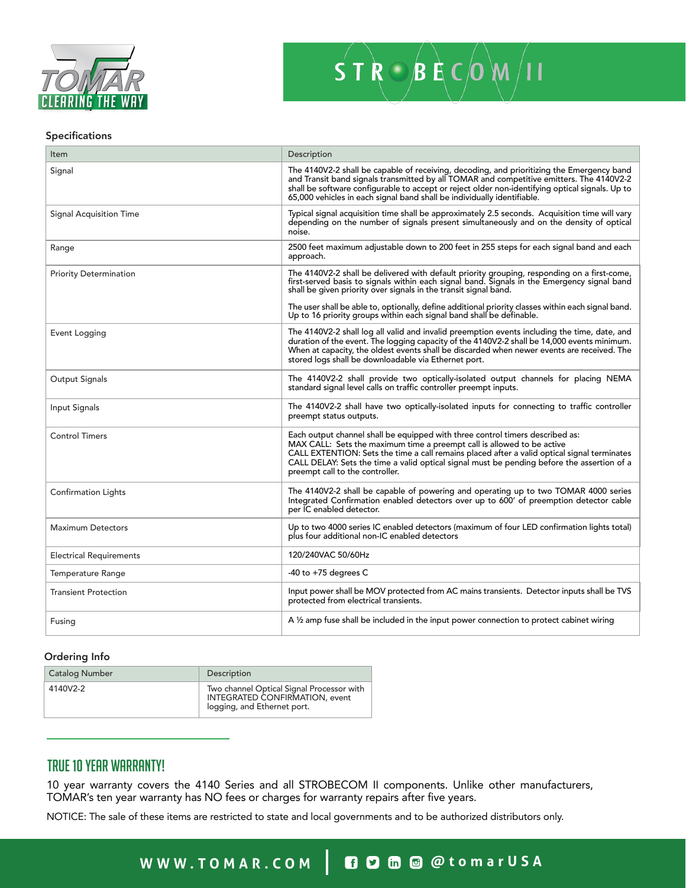## Specifications

| Item | Description |
|---|---|
| Signal | The 4140V2-2 shall be capable of receiving, decoding, and prioritizing the Emergency band and Transit band signals transmitted by all TOMAR and competitive emitters. The 4140V2-2 shall be software configurable to accept or reject older non-identifying optical signals. Up to 65,000 vehicles in each signal band shall be individually identifiable. |
| Signal Acquisition Time | Typical signal acquisition time shall be approximately 2.5 seconds. Acquisition time will vary depending on the number of signals present simultaneously and on the density of optical noise. |
| Range | 2500 feet maximum adjustable down to 200 feet in 255 steps for each signal band and each approach. |
| Priority Determination | The 4140V2-2 shall be delivered with default priority grouping, responding on a first-come, first-served basis to signals within each signal band. Signals in the Emergency signal band shall be given priority over signals in the transit signal band.<br><br>The user shall be able to, optionally, define additional priority classes within each signal band. Up to 16 priority groups within each signal band shall be definable. |
| Event Logging | The 4140V2-2 shall log all valid and invalid preemption events including the time, date, and duration of the event. The logging capacity of the 4140V2-2 shall be 14,000 events minimum. When at capacity, the oldest events shall be discarded when newer events are received. The stored logs shall be downloadable via Ethernet port. |
| Output Signals | The 4140V2-2 shall provide two optically-isolated output channels for placing NEMA standard signal level calls on traffic controller preempt inputs. |
| Input Signals | The 4140V2-2 shall have two optically-isolated inputs for connecting to traffic controller preempt status outputs. |
| Control Timers | Each output channel shall be equipped with three control timers described as:<br>MAX CALL: Sets the maximum time a preempt call is allowed to be active<br>CALL EXTENTION: Sets the time a call remains placed after a valid optical signal terminates<br>CALL DELAY: Sets the time a valid optical signal must be pending before the assertion of a preempt call to the controller. |
| Confirmation Lights | The 4140V2-2 shall be capable of powering and operating up to two TOMAR 4000 series Integrated Confirmation enabled detectors over up to 600' of preemption detector cable per IC enabled detector. |
| Maximum Detectors | Up to two 4000 series IC enabled detectors (maximum of four LED confirmation lights total) plus four additional non-IC enabled detectors |
| Electrical Requirements | 120/240VAC 50/60Hz |
| Temperature Range | -40 to +75 degrees C |
| Transient Protection | Input power shall be MOV protected from AC mains transients. Detector inputs shall be TVS protected from electrical transients. |
| Fusing | A ½ amp fuse shall be included in the input power connection to protect cabinet wiring |

## Ordering Info

| Catalog Number | Description |
|---|---|
| 4140V2-2 | Two channel Optical Signal Processor with INTEGRATED CONFIRMATION, event logging, and Ethernet port. |

## TRUE 10 YEAR WARRANTY!

10 year warranty covers the 4140 Series and all STROBECOM II components. Unlike other manufacturers, TOMAR's ten year warranty has NO fees or charges for warranty repairs after five years.

NOTICE: The sale of these items are restricted to state and local governments and to be authorized distributors only.

WWW.TOMAR.COM | @tomarUSA